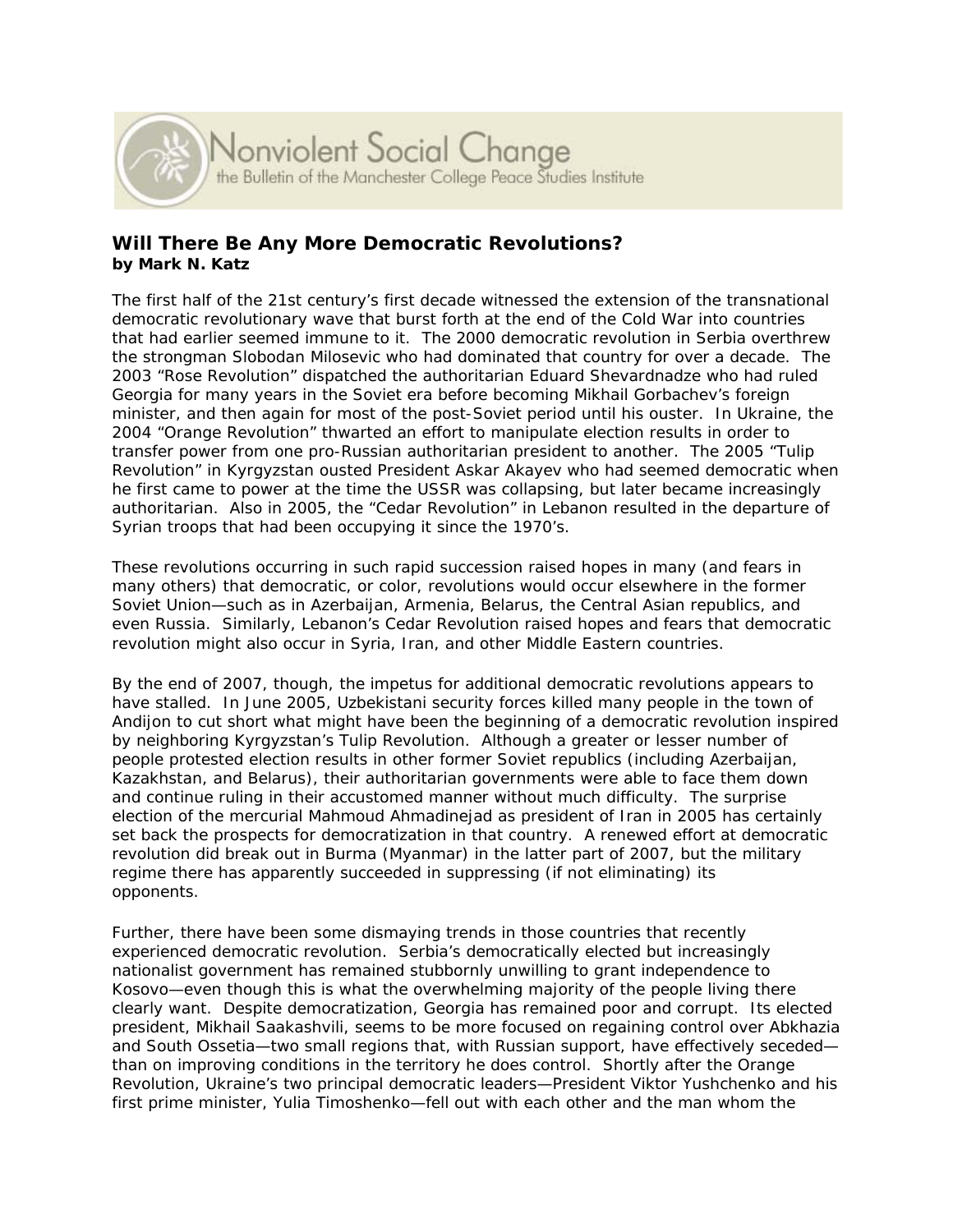Nonviolent Social Change
the Bulletin of the Manchester College Peace Studies Institute

## Will There Be Any More Democratic Revolutions?

**by Mark N. Katz**

The first half of the 21st century's first decade witnessed the extension of the transnational democratic revolutionary wave that burst forth at the end of the Cold War into countries that had earlier seemed immune to it. The 2000 democratic revolution in Serbia overthrew the strongman Slobodan Milosevic who had dominated that country for over a decade. The 2003 "Rose Revolution" dispatched the authoritarian Eduard Shevardnadze who had ruled Georgia for many years in the Soviet era before becoming Mikhail Gorbachev's foreign minister, and then again for most of the post-Soviet period until his ouster. In Ukraine, the 2004 "Orange Revolution" thwarted an effort to manipulate election results in order to transfer power from one pro-Russian authoritarian president to another. The 2005 "Tulip Revolution" in Kyrgyzstan ousted President Askar Akayev who had seemed democratic when he first came to power at the time the USSR was collapsing, but later became increasingly authoritarian. Also in 2005, the "Cedar Revolution" in Lebanon resulted in the departure of Syrian troops that had been occupying it since the 1970's.

These revolutions occurring in such rapid succession raised hopes in many (and fears in many others) that democratic, or color, revolutions would occur elsewhere in the former Soviet Union—such as in Azerbaijan, Armenia, Belarus, the Central Asian republics, and even Russia. Similarly, Lebanon's Cedar Revolution raised hopes and fears that democratic revolution might also occur in Syria, Iran, and other Middle Eastern countries.

By the end of 2007, though, the impetus for additional democratic revolutions appears to have stalled. In June 2005, Uzbekistani security forces killed many people in the town of Andijon to cut short what might have been the beginning of a democratic revolution inspired by neighboring Kyrgyzstan's Tulip Revolution. Although a greater or lesser number of people protested election results in other former Soviet republics (including Azerbaijan, Kazakhstan, and Belarus), their authoritarian governments were able to face them down and continue ruling in their accustomed manner without much difficulty. The surprise election of the mercurial Mahmoud Ahmadinejad as president of Iran in 2005 has certainly set back the prospects for democratization in that country. A renewed effort at democratic revolution did break out in Burma (Myanmar) in the latter part of 2007, but the military regime there has apparently succeeded in suppressing (if not eliminating) its opponents.

Further, there have been some dismaying trends in those countries that recently experienced democratic revolution. Serbia's democratically elected but increasingly nationalist government has remained stubbornly unwilling to grant independence to Kosovo—even though this is what the overwhelming majority of the people living there clearly want. Despite democratization, Georgia has remained poor and corrupt. Its elected president, Mikhail Saakashvili, seems to be more focused on regaining control over Abkhazia and South Ossetia—two small regions that, with Russian support, have effectively seceded—than on improving conditions in the territory he does control. Shortly after the Orange Revolution, Ukraine's two principal democratic leaders—President Viktor Yushchenko and his first prime minister, Yulia Timoshenko—fell out with each other and the man whom the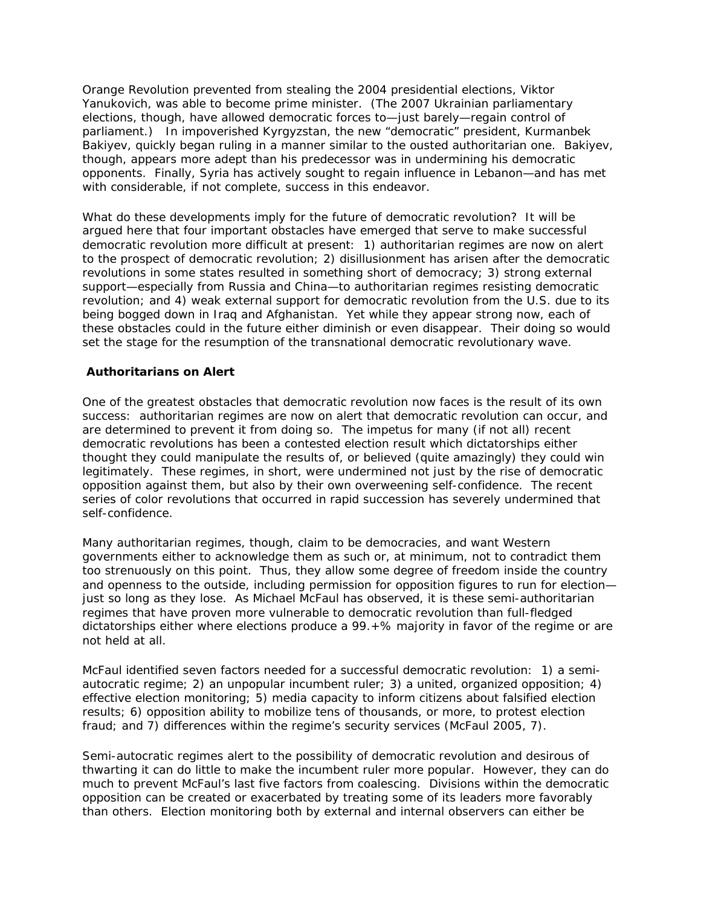Orange Revolution prevented from stealing the 2004 presidential elections, Viktor Yanukovich, was able to become prime minister. (The 2007 Ukrainian parliamentary elections, though, have allowed democratic forces to—just barely—regain control of parliament.) In impoverished Kyrgyzstan, the new "democratic" president, Kurmanbek Bakiyev, quickly began ruling in a manner similar to the ousted authoritarian one. Bakiyev, though, appears more adept than his predecessor was in undermining his democratic opponents. Finally, Syria has actively sought to regain influence in Lebanon—and has met with considerable, if not complete, success in this endeavor.

What do these developments imply for the future of democratic revolution? It will be argued here that four important obstacles have emerged that serve to make successful democratic revolution more difficult at present: 1) authoritarian regimes are now on alert to the prospect of democratic revolution; 2) disillusionment has arisen after the democratic revolutions in some states resulted in something short of democracy; 3) strong external support—especially from Russia and China—to authoritarian regimes resisting democratic revolution; and 4) weak external support for democratic revolution from the U.S. due to its being bogged down in Iraq and Afghanistan. Yet while they appear strong now, each of these obstacles could in the future either diminish or even disappear. Their doing so would set the stage for the resumption of the transnational democratic revolutionary wave.

**Authoritarians on Alert**

One of the greatest obstacles that democratic revolution now faces is the result of its own success: authoritarian regimes are now on alert that democratic revolution can occur, and are determined to prevent it from doing so. The impetus for many (if not all) recent democratic revolutions has been a contested election result which dictatorships either thought they could manipulate the results of, or believed (quite amazingly) they could win legitimately. These regimes, in short, were undermined not just by the rise of democratic opposition against them, but also by their own overweening self-confidence. The recent series of color revolutions that occurred in rapid succession has severely undermined that self-confidence.

Many authoritarian regimes, though, claim to be democracies, and want Western governments either to acknowledge them as such or, at minimum, not to contradict them too strenuously on this point. Thus, they allow some degree of freedom inside the country and openness to the outside, including permission for opposition figures to run for election—just so long as they lose. As Michael McFaul has observed, it is these semi-authoritarian regimes that have proven more vulnerable to democratic revolution than full-fledged dictatorships either where elections produce a 99.+% majority in favor of the regime or are not held at all.

McFaul identified seven factors needed for a successful democratic revolution: 1) a semi-autocratic regime; 2) an unpopular incumbent ruler; 3) a united, organized opposition; 4) effective election monitoring; 5) media capacity to inform citizens about falsified election results; 6) opposition ability to mobilize tens of thousands, or more, to protest election fraud; and 7) differences within the regime's security services (McFaul 2005, 7).

Semi-autocratic regimes alert to the possibility of democratic revolution and desirous of thwarting it can do little to make the incumbent ruler more popular. However, they can do much to prevent McFaul's last five factors from coalescing. Divisions within the democratic opposition can be created or exacerbated by treating some of its leaders more favorably than others. Election monitoring both by external and internal observers can either be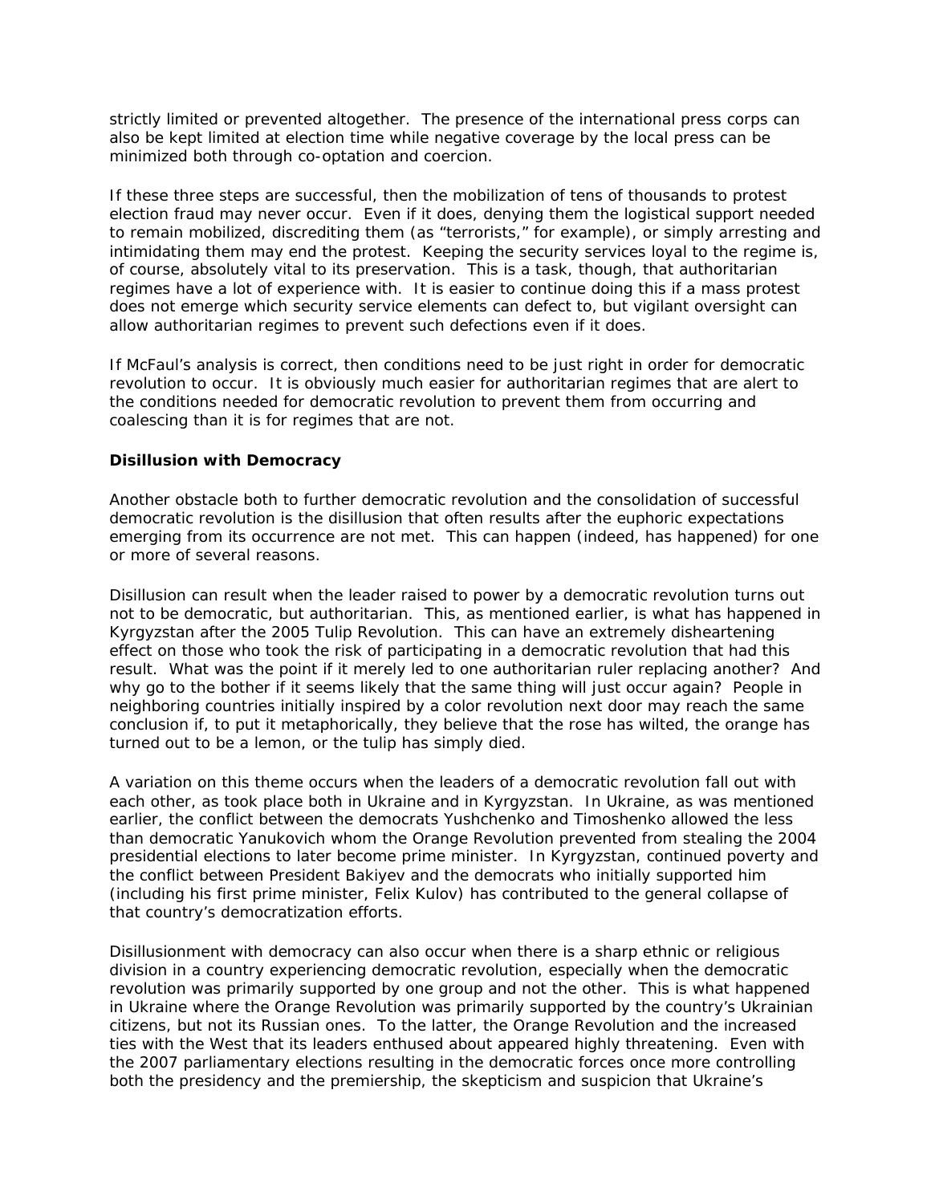strictly limited or prevented altogether. The presence of the international press corps can also be kept limited at election time while negative coverage by the local press can be minimized both through co-optation and coercion.

If these three steps are successful, then the mobilization of tens of thousands to protest election fraud may never occur. Even if it does, denying them the logistical support needed to remain mobilized, discrediting them (as "terrorists," for example), or simply arresting and intimidating them may end the protest. Keeping the security services loyal to the regime is, of course, absolutely vital to its preservation. This is a task, though, that authoritarian regimes have a lot of experience with. It is easier to continue doing this if a mass protest does not emerge which security service elements can defect to, but vigilant oversight can allow authoritarian regimes to prevent such defections even if it does.

If McFaul's analysis is correct, then conditions need to be just right in order for democratic revolution to occur. It is obviously much easier for authoritarian regimes that are alert to the conditions needed for democratic revolution to prevent them from occurring and coalescing than it is for regimes that are not.

**Disillusion with Democracy**

Another obstacle both to further democratic revolution and the consolidation of successful democratic revolution is the disillusion that often results after the euphoric expectations emerging from its occurrence are not met. This can happen (indeed, has happened) for one or more of several reasons.

Disillusion can result when the leader raised to power by a democratic revolution turns out not to be democratic, but authoritarian. This, as mentioned earlier, is what has happened in Kyrgyzstan after the 2005 Tulip Revolution. This can have an extremely disheartening effect on those who took the risk of participating in a democratic revolution that had this result. What was the point if it merely led to one authoritarian ruler replacing another? And why go to the bother if it seems likely that the same thing will just occur again? People in neighboring countries initially inspired by a color revolution next door may reach the same conclusion if, to put it metaphorically, they believe that the rose has wilted, the orange has turned out to be a lemon, or the tulip has simply died.

A variation on this theme occurs when the leaders of a democratic revolution fall out with each other, as took place both in Ukraine and in Kyrgyzstan. In Ukraine, as was mentioned earlier, the conflict between the democrats Yushchenko and Timoshenko allowed the less than democratic Yanukovich whom the Orange Revolution prevented from stealing the 2004 presidential elections to later become prime minister. In Kyrgyzstan, continued poverty and the conflict between President Bakiyev and the democrats who initially supported him (including his first prime minister, Felix Kulov) has contributed to the general collapse of that country's democratization efforts.

Disillusionment with democracy can also occur when there is a sharp ethnic or religious division in a country experiencing democratic revolution, especially when the democratic revolution was primarily supported by one group and not the other. This is what happened in Ukraine where the Orange Revolution was primarily supported by the country's Ukrainian citizens, but not its Russian ones. To the latter, the Orange Revolution and the increased ties with the West that its leaders enthused about appeared highly threatening. Even with the 2007 parliamentary elections resulting in the democratic forces once more controlling both the presidency and the premiership, the skepticism and suspicion that Ukraine's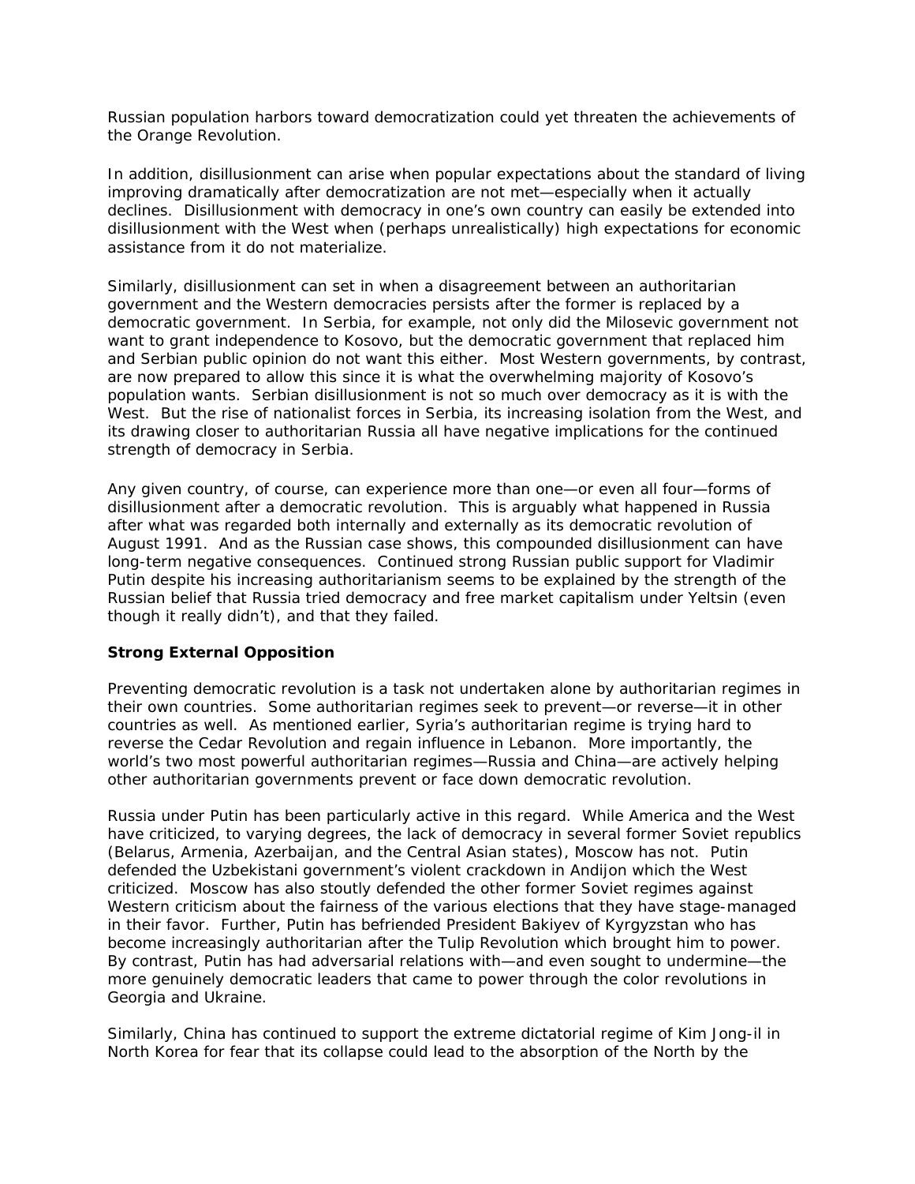Russian population harbors toward democratization could yet threaten the achievements of the Orange Revolution.

In addition, disillusionment can arise when popular expectations about the standard of living improving dramatically after democratization are not met—especially when it actually declines. Disillusionment with democracy in one's own country can easily be extended into disillusionment with the West when (perhaps unrealistically) high expectations for economic assistance from it do not materialize.

Similarly, disillusionment can set in when a disagreement between an authoritarian government and the Western democracies persists after the former is replaced by a democratic government. In Serbia, for example, not only did the Milosevic government not want to grant independence to Kosovo, but the democratic government that replaced him and Serbian public opinion do not want this either. Most Western governments, by contrast, are now prepared to allow this since it is what the overwhelming majority of Kosovo's population wants. Serbian disillusionment is not so much over democracy as it is with the West. But the rise of nationalist forces in Serbia, its increasing isolation from the West, and its drawing closer to authoritarian Russia all have negative implications for the continued strength of democracy in Serbia.

Any given country, of course, can experience more than one—or even all four—forms of disillusionment after a democratic revolution. This is arguably what happened in Russia after what was regarded both internally and externally as its democratic revolution of August 1991. And as the Russian case shows, this compounded disillusionment can have long-term negative consequences. Continued strong Russian public support for Vladimir Putin despite his increasing authoritarianism seems to be explained by the strength of the Russian belief that Russia tried democracy and free market capitalism under Yeltsin (even though it really didn't), and that they failed.

**Strong External Opposition**

Preventing democratic revolution is a task not undertaken alone by authoritarian regimes in their own countries. Some authoritarian regimes seek to prevent—or reverse—it in other countries as well. As mentioned earlier, Syria's authoritarian regime is trying hard to reverse the Cedar Revolution and regain influence in Lebanon. More importantly, the world's two most powerful authoritarian regimes—Russia and China—are actively helping other authoritarian governments prevent or face down democratic revolution.

Russia under Putin has been particularly active in this regard. While America and the West have criticized, to varying degrees, the lack of democracy in several former Soviet republics (Belarus, Armenia, Azerbaijan, and the Central Asian states), Moscow has not. Putin defended the Uzbekistani government's violent crackdown in Andijon which the West criticized. Moscow has also stoutly defended the other former Soviet regimes against Western criticism about the fairness of the various elections that they have stage-managed in their favor. Further, Putin has befriended President Bakiyev of Kyrgyzstan who has become increasingly authoritarian after the Tulip Revolution which brought him to power. By contrast, Putin has had adversarial relations with—and even sought to undermine—the more genuinely democratic leaders that came to power through the color revolutions in Georgia and Ukraine.

Similarly, China has continued to support the extreme dictatorial regime of Kim Jong-il in North Korea for fear that its collapse could lead to the absorption of the North by the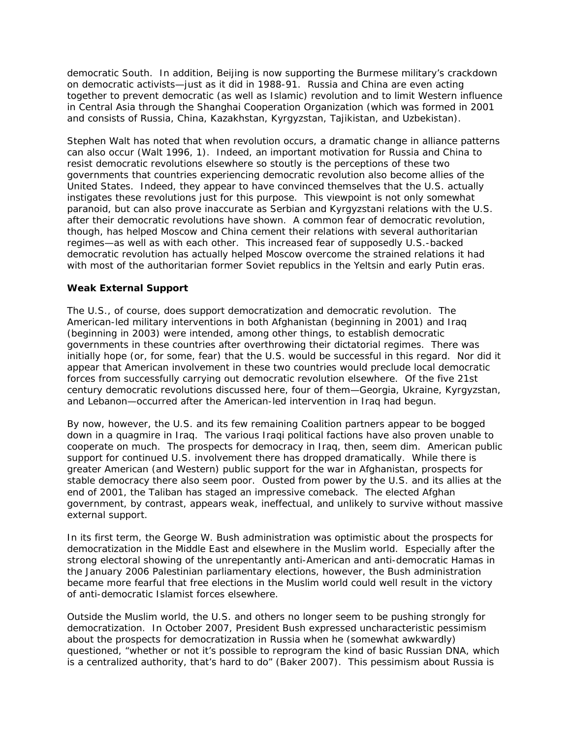democratic South. In addition, Beijing is now supporting the Burmese military's crackdown on democratic activists—just as it did in 1988-91. Russia and China are even acting together to prevent democratic (as well as Islamic) revolution and to limit Western influence in Central Asia through the Shanghai Cooperation Organization (which was formed in 2001 and consists of Russia, China, Kazakhstan, Kyrgyzstan, Tajikistan, and Uzbekistan).

Stephen Walt has noted that when revolution occurs, a dramatic change in alliance patterns can also occur (Walt 1996, 1). Indeed, an important motivation for Russia and China to resist democratic revolutions elsewhere so stoutly is the perceptions of these two governments that countries experiencing democratic revolution also become allies of the United States. Indeed, they appear to have convinced themselves that the U.S. actually instigates these revolutions just for this purpose. This viewpoint is not only somewhat paranoid, but can also prove inaccurate as Serbian and Kyrgyzstani relations with the U.S. after their democratic revolutions have shown. A common fear of democratic revolution, though, has helped Moscow and China cement their relations with several authoritarian regimes—as well as with each other. This increased fear of supposedly U.S.-backed democratic revolution has actually helped Moscow overcome the strained relations it had with most of the authoritarian former Soviet republics in the Yeltsin and early Putin eras.

**Weak External Support**

The U.S., of course, does support democratization and democratic revolution. The American-led military interventions in both Afghanistan (beginning in 2001) and Iraq (beginning in 2003) were intended, among other things, to establish democratic governments in these countries after overthrowing their dictatorial regimes. There was initially hope (or, for some, fear) that the U.S. would be successful in this regard. Nor did it appear that American involvement in these two countries would preclude local democratic forces from successfully carrying out democratic revolution elsewhere. Of the five 21st century democratic revolutions discussed here, four of them—Georgia, Ukraine, Kyrgyzstan, and Lebanon—occurred after the American-led intervention in Iraq had begun.

By now, however, the U.S. and its few remaining Coalition partners appear to be bogged down in a quagmire in Iraq. The various Iraqi political factions have also proven unable to cooperate on much. The prospects for democracy in Iraq, then, seem dim. American public support for continued U.S. involvement there has dropped dramatically. While there is greater American (and Western) public support for the war in Afghanistan, prospects for stable democracy there also seem poor. Ousted from power by the U.S. and its allies at the end of 2001, the Taliban has staged an impressive comeback. The elected Afghan government, by contrast, appears weak, ineffectual, and unlikely to survive without massive external support.

In its first term, the George W. Bush administration was optimistic about the prospects for democratization in the Middle East and elsewhere in the Muslim world. Especially after the strong electoral showing of the unrepentantly anti-American and anti-democratic Hamas in the January 2006 Palestinian parliamentary elections, however, the Bush administration became more fearful that free elections in the Muslim world could well result in the victory of anti-democratic Islamist forces elsewhere.

Outside the Muslim world, the U.S. and others no longer seem to be pushing strongly for democratization. In October 2007, President Bush expressed uncharacteristic pessimism about the prospects for democratization in Russia when he (somewhat awkwardly) questioned, "whether or not it's possible to reprogram the kind of basic Russian DNA, which is a centralized authority, that's hard to do" (Baker 2007). This pessimism about Russia is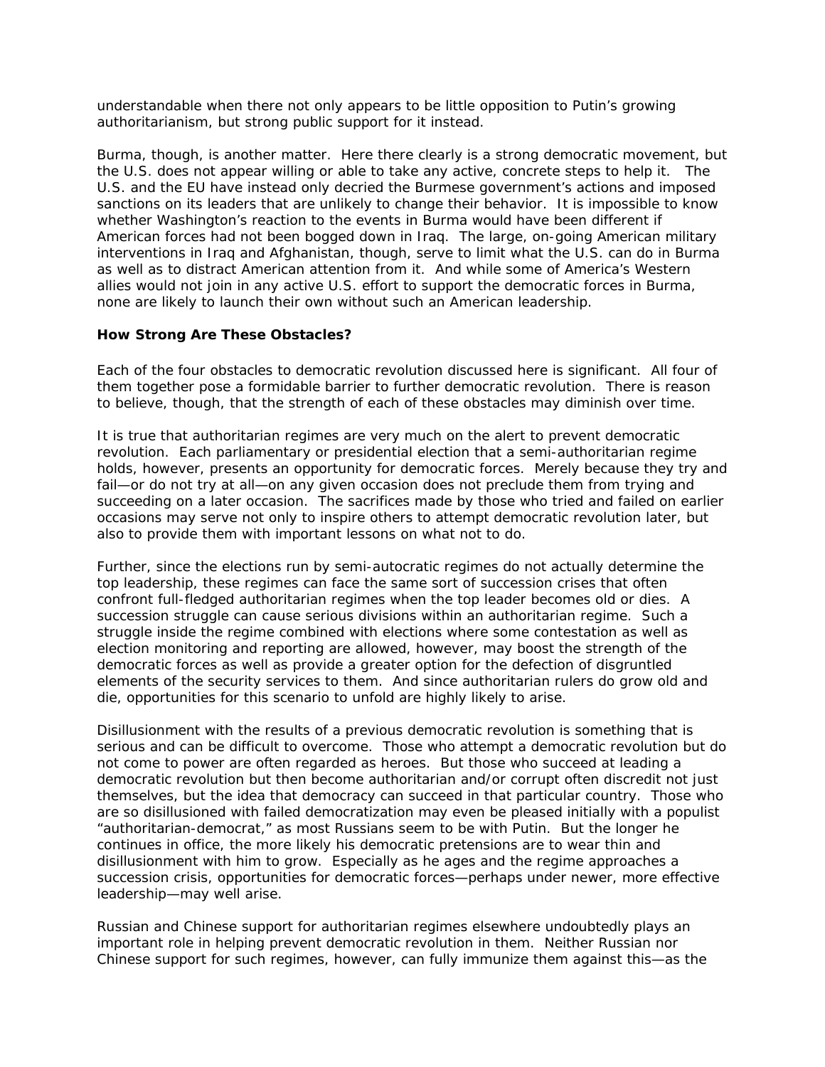understandable when there not only appears to be little opposition to Putin's growing authoritarianism, but strong public support for it instead.

Burma, though, is another matter. Here there clearly is a strong democratic movement, but the U.S. does not appear willing or able to take any active, concrete steps to help it. The U.S. and the EU have instead only decried the Burmese government's actions and imposed sanctions on its leaders that are unlikely to change their behavior. It is impossible to know whether Washington's reaction to the events in Burma would have been different if American forces had not been bogged down in Iraq. The large, on-going American military interventions in Iraq and Afghanistan, though, serve to limit what the U.S. can do in Burma as well as to distract American attention from it. And while some of America's Western allies would not join in any active U.S. effort to support the democratic forces in Burma, none are likely to launch their own without such an American leadership.

**How Strong Are These Obstacles?**

Each of the four obstacles to democratic revolution discussed here is significant. All four of them together pose a formidable barrier to further democratic revolution. There is reason to believe, though, that the strength of each of these obstacles may diminish over time.

It is true that authoritarian regimes are very much on the alert to prevent democratic revolution. Each parliamentary or presidential election that a semi-authoritarian regime holds, however, presents an opportunity for democratic forces. Merely because they try and fail—or do not try at all—on any given occasion does not preclude them from trying and succeeding on a later occasion. The sacrifices made by those who tried and failed on earlier occasions may serve not only to inspire others to attempt democratic revolution later, but also to provide them with important lessons on what not to do.

Further, since the elections run by semi-autocratic regimes do not actually determine the top leadership, these regimes can face the same sort of succession crises that often confront full-fledged authoritarian regimes when the top leader becomes old or dies. A succession struggle can cause serious divisions within an authoritarian regime. Such a struggle inside the regime combined with elections where some contestation as well as election monitoring and reporting are allowed, however, may boost the strength of the democratic forces as well as provide a greater option for the defection of disgruntled elements of the security services to them. And since authoritarian rulers do grow old and die, opportunities for this scenario to unfold are highly likely to arise.

Disillusionment with the results of a previous democratic revolution is something that is serious and can be difficult to overcome. Those who attempt a democratic revolution but do not come to power are often regarded as heroes. But those who succeed at leading a democratic revolution but then become authoritarian and/or corrupt often discredit not just themselves, but the idea that democracy can succeed in that particular country. Those who are so disillusioned with failed democratization may even be pleased initially with a populist "authoritarian-democrat," as most Russians seem to be with Putin. But the longer he continues in office, the more likely his democratic pretensions are to wear thin and disillusionment with him to grow. Especially as he ages and the regime approaches a succession crisis, opportunities for democratic forces—perhaps under newer, more effective leadership—may well arise.

Russian and Chinese support for authoritarian regimes elsewhere undoubtedly plays an important role in helping prevent democratic revolution in them. Neither Russian nor Chinese support for such regimes, however, can fully immunize them against this—as the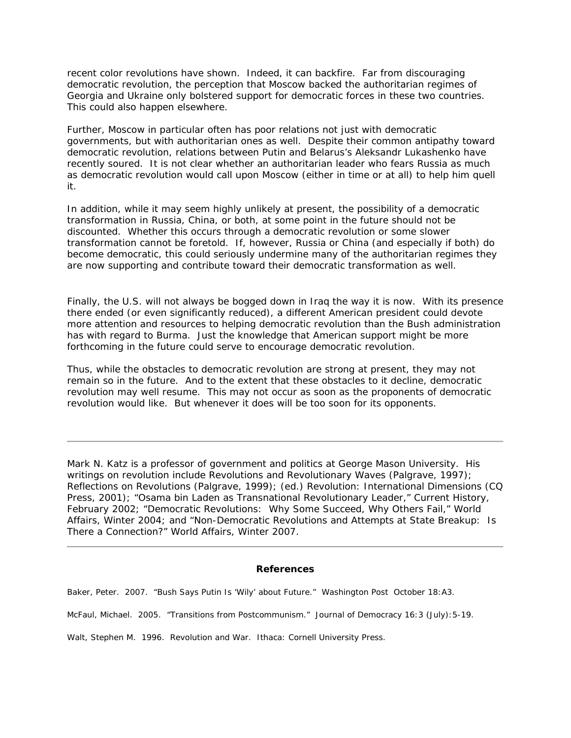recent color revolutions have shown. Indeed, it can backfire. Far from discouraging democratic revolution, the perception that Moscow backed the authoritarian regimes of Georgia and Ukraine only bolstered support for democratic forces in these two countries. This could also happen elsewhere.

Further, Moscow in particular often has poor relations not just with democratic governments, but with authoritarian ones as well. Despite their common antipathy toward democratic revolution, relations between Putin and Belarus's Aleksandr Lukashenko have recently soured. It is not clear whether an authoritarian leader who fears Russia as much as democratic revolution would call upon Moscow (either in time or at all) to help him quell it.

In addition, while it may seem highly unlikely at present, the possibility of a democratic transformation in Russia, China, or both, at some point in the future should not be discounted. Whether this occurs through a democratic revolution or some slower transformation cannot be foretold. If, however, Russia or China (and especially if both) do become democratic, this could seriously undermine many of the authoritarian regimes they are now supporting and contribute toward their democratic transformation as well.

Finally, the U.S. will not always be bogged down in Iraq the way it is now. With its presence there ended (or even significantly reduced), a different American president could devote more attention and resources to helping democratic revolution than the Bush administration has with regard to Burma. Just the knowledge that American support might be more forthcoming in the future could serve to encourage democratic revolution.

Thus, while the obstacles to democratic revolution are strong at present, they may not remain so in the future. And to the extent that these obstacles to it decline, democratic revolution may well resume. This may not occur as soon as the proponents of democratic revolution would like. But whenever it does will be too soon for its opponents.

---

Mark N. Katz is a professor of government and politics at George Mason University. His writings on revolution include Revolutions and Revolutionary Waves (Palgrave, 1997); Reflections on Revolutions (Palgrave, 1999); (ed.) Revolution: International Dimensions (CQ Press, 2001); "Osama bin Laden as Transnational Revolutionary Leader," Current History, February 2002; "Democratic Revolutions: Why Some Succeed, Why Others Fail," World Affairs, Winter 2004; and "Non-Democratic Revolutions and Attempts at State Breakup: Is There a Connection?" World Affairs, Winter 2007.

---

## References

Baker, Peter. 2007. "Bush Says Putin Is 'Wily' about Future." Washington Post October 18:A3.

McFaul, Michael. 2005. "Transitions from Postcommunism." Journal of Democracy 16:3 (July):5-19.

Walt, Stephen M. 1996. Revolution and War. Ithaca: Cornell University Press.